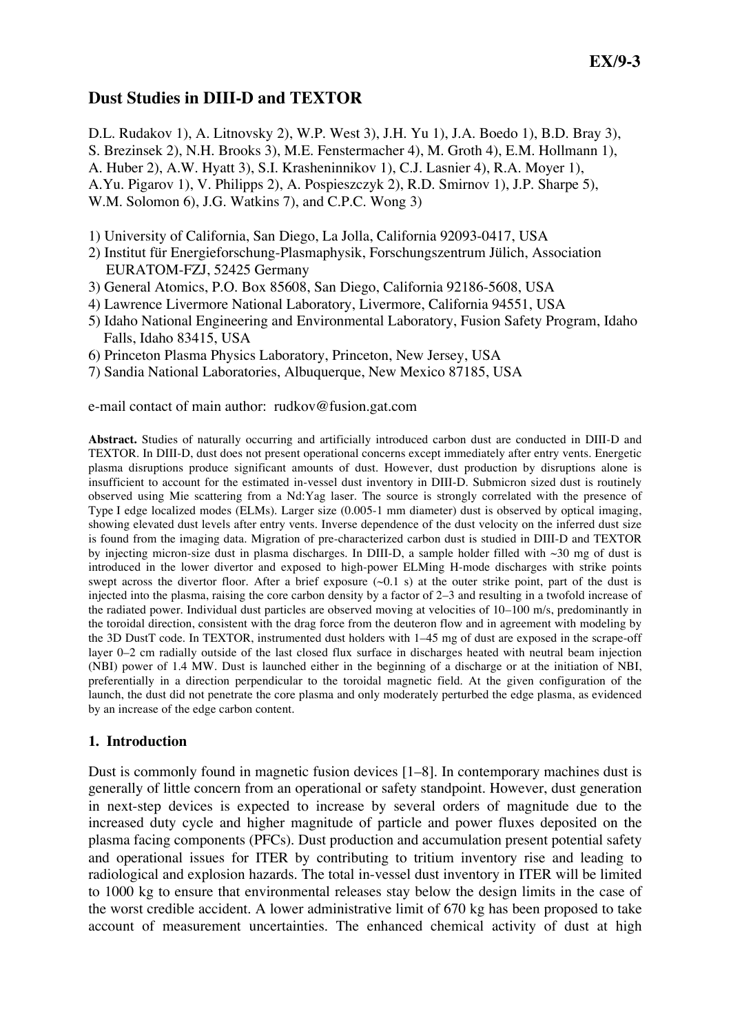**EX/9-3**

# Dust Studies in DIII-D and TEXTOR

D.L. Rudakov 1), A. Litnovsky 2), W.P. West 3), J.H. Yu 1), J.A. Boedo 1), B.D. Bray 3), S. Brezinsek 2), N.H. Brooks 3), M.E. Fenstermacher 4), M. Groth 4), E.M. Hollmann 1), A. Huber 2), A.W. Hyatt 3), S.I. Krasheninnikov 1), C.J. Lasnier 4), R.A. Moyer 1), A.Yu. Pigarov 1), V. Philipps 2), A. Pospieszczyk 2), R.D. Smirnov 1), J.P. Sharpe 5), W.M. Solomon 6), J.G. Watkins 7), and C.P.C. Wong 3)

1) University of California, San Diego, La Jolla, California 92093-0417, USA
2) Institut für Energieforschung-Plasmaphysik, Forschungszentrum Jülich, Association EURATOM-FZJ, 52425 Germany
3) General Atomics, P.O. Box 85608, San Diego, California 92186-5608, USA
4) Lawrence Livermore National Laboratory, Livermore, California 94551, USA
5) Idaho National Engineering and Environmental Laboratory, Fusion Safety Program, Idaho Falls, Idaho 83415, USA
6) Princeton Plasma Physics Laboratory, Princeton, New Jersey, USA
7) Sandia National Laboratories, Albuquerque, New Mexico 87185, USA

e-mail contact of main author: rudkov@fusion.gat.com

**Abstract.** Studies of naturally occurring and artificially introduced carbon dust are conducted in DIII-D and TEXTOR. In DIII-D, dust does not present operational concerns except immediately after entry vents. Energetic plasma disruptions produce significant amounts of dust. However, dust production by disruptions alone is insufficient to account for the estimated in-vessel dust inventory in DIII-D. Submicron sized dust is routinely observed using Mie scattering from a Nd:Yag laser. The source is strongly correlated with the presence of Type I edge localized modes (ELMs). Larger size (0.005-1 mm diameter) dust is observed by optical imaging, showing elevated dust levels after entry vents. Inverse dependence of the dust velocity on the inferred dust size is found from the imaging data. Migration of pre-characterized carbon dust is studied in DIII-D and TEXTOR by injecting micron-size dust in plasma discharges. In DIII-D, a sample holder filled with ~30 mg of dust is introduced in the lower divertor and exposed to high-power ELMing H-mode discharges with strike points swept across the divertor floor. After a brief exposure (~0.1 s) at the outer strike point, part of the dust is injected into the plasma, raising the core carbon density by a factor of 2–3 and resulting in a twofold increase of the radiated power. Individual dust particles are observed moving at velocities of 10–100 m/s, predominantly in the toroidal direction, consistent with the drag force from the deuteron flow and in agreement with modeling by the 3D DustT code. In TEXTOR, instrumented dust holders with 1–45 mg of dust are exposed in the scrape-off layer 0–2 cm radially outside of the last closed flux surface in discharges heated with neutral beam injection (NBI) power of 1.4 MW. Dust is launched either in the beginning of a discharge or at the initiation of NBI, preferentially in a direction perpendicular to the toroidal magnetic field. At the given configuration of the launch, the dust did not penetrate the core plasma and only moderately perturbed the edge plasma, as evidenced by an increase of the edge carbon content.

## 1. Introduction

Dust is commonly found in magnetic fusion devices [1–8]. In contemporary machines dust is generally of little concern from an operational or safety standpoint. However, dust generation in next-step devices is expected to increase by several orders of magnitude due to the increased duty cycle and higher magnitude of particle and power fluxes deposited on the plasma facing components (PFCs). Dust production and accumulation present potential safety and operational issues for ITER by contributing to tritium inventory rise and leading to radiological and explosion hazards. The total in-vessel dust inventory in ITER will be limited to 1000 kg to ensure that environmental releases stay below the design limits in the case of the worst credible accident. A lower administrative limit of 670 kg has been proposed to take account of measurement uncertainties. The enhanced chemical activity of dust at high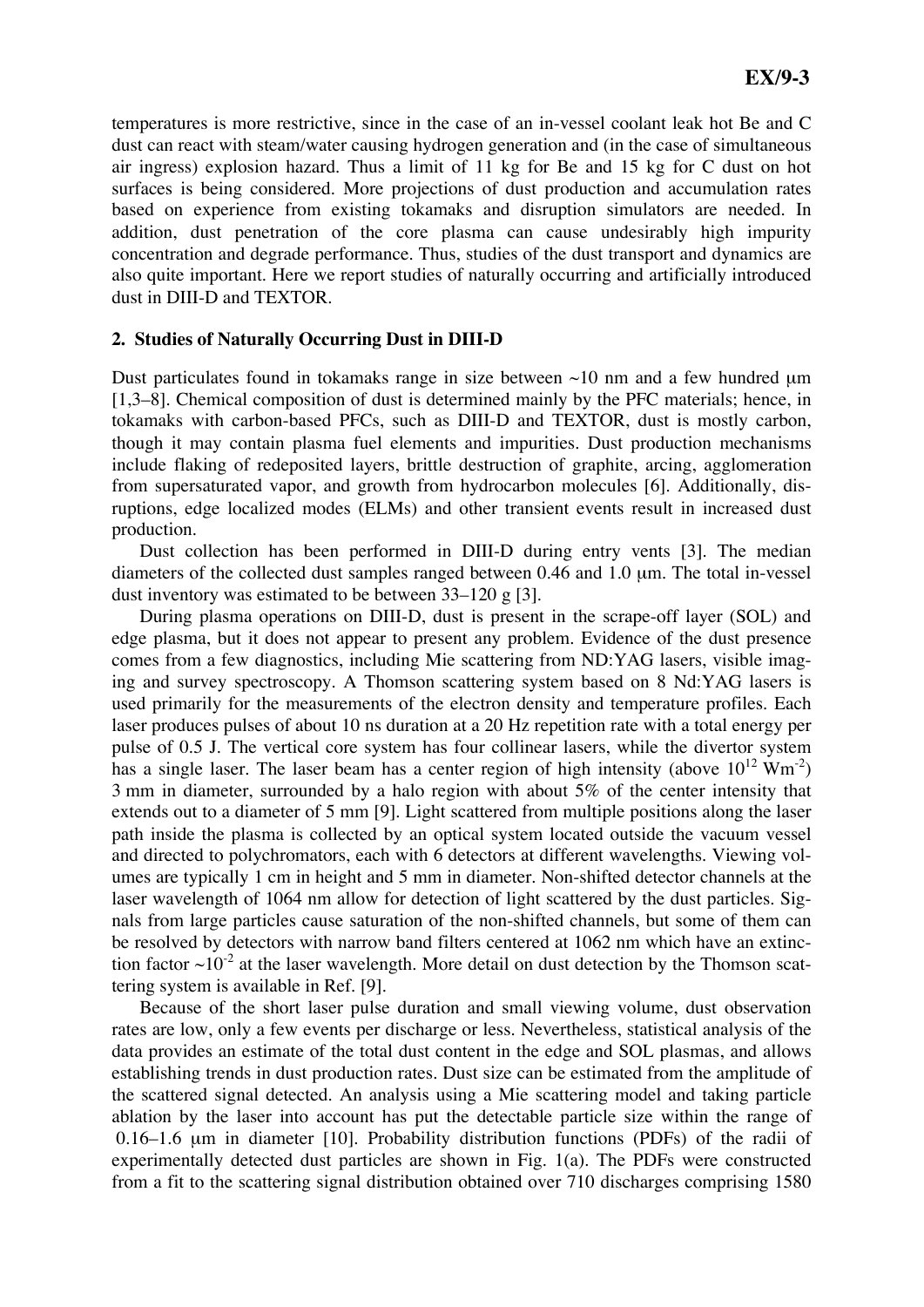temperatures is more restrictive, since in the case of an in-vessel coolant leak hot Be and C dust can react with steam/water causing hydrogen generation and (in the case of simultaneous air ingress) explosion hazard. Thus a limit of 11 kg for Be and 15 kg for C dust on hot surfaces is being considered. More projections of dust production and accumulation rates based on experience from existing tokamaks and disruption simulators are needed. In addition, dust penetration of the core plasma can cause undesirably high impurity concentration and degrade performance. Thus, studies of the dust transport and dynamics are also quite important. Here we report studies of naturally occurring and artificially introduced dust in DIII-D and TEXTOR.

## 2. Studies of Naturally Occurring Dust in DIII-D

Dust particulates found in tokamaks range in size between ~10 nm and a few hundred μm [1,3–8]. Chemical composition of dust is determined mainly by the PFC materials; hence, in tokamaks with carbon-based PFCs, such as DIII-D and TEXTOR, dust is mostly carbon, though it may contain plasma fuel elements and impurities. Dust production mechanisms include flaking of redeposited layers, brittle destruction of graphite, arcing, agglomeration from supersaturated vapor, and growth from hydrocarbon molecules [6]. Additionally, disruptions, edge localized modes (ELMs) and other transient events result in increased dust production.

Dust collection has been performed in DIII-D during entry vents [3]. The median diameters of the collected dust samples ranged between 0.46 and 1.0 μm. The total in-vessel dust inventory was estimated to be between 33–120 g [3].

During plasma operations on DIII-D, dust is present in the scrape-off layer (SOL) and edge plasma, but it does not appear to present any problem. Evidence of the dust presence comes from a few diagnostics, including Mie scattering from ND:YAG lasers, visible imaging and survey spectroscopy. A Thomson scattering system based on 8 Nd:YAG lasers is used primarily for the measurements of the electron density and temperature profiles. Each laser produces pulses of about 10 ns duration at a 20 Hz repetition rate with a total energy per pulse of 0.5 J. The vertical core system has four collinear lasers, while the divertor system has a single laser. The laser beam has a center region of high intensity (above $10^{12}$ $\mathrm{Wm^{-2}}$) 3 mm in diameter, surrounded by a halo region with about 5% of the center intensity that extends out to a diameter of 5 mm [9]. Light scattered from multiple positions along the laser path inside the plasma is collected by an optical system located outside the vacuum vessel and directed to polychromators, each with 6 detectors at different wavelengths. Viewing volumes are typically 1 cm in height and 5 mm in diameter. Non-shifted detector channels at the laser wavelength of 1064 nm allow for detection of light scattered by the dust particles. Signals from large particles cause saturation of the non-shifted channels, but some of them can be resolved by detectors with narrow band filters centered at 1062 nm which have an extinction factor $\sim 10^{-2}$ at the laser wavelength. More detail on dust detection by the Thomson scattering system is available in Ref. [9].

Because of the short laser pulse duration and small viewing volume, dust observation rates are low, only a few events per discharge or less. Nevertheless, statistical analysis of the data provides an estimate of the total dust content in the edge and SOL plasmas, and allows establishing trends in dust production rates. Dust size can be estimated from the amplitude of the scattered signal detected. An analysis using a Mie scattering model and taking particle ablation by the laser into account has put the detectable particle size within the range of 0.16–1.6 μm in diameter [10]. Probability distribution functions (PDFs) of the radii of experimentally detected dust particles are shown in Fig. 1(a). The PDFs were constructed from a fit to the scattering signal distribution obtained over 710 discharges comprising 1580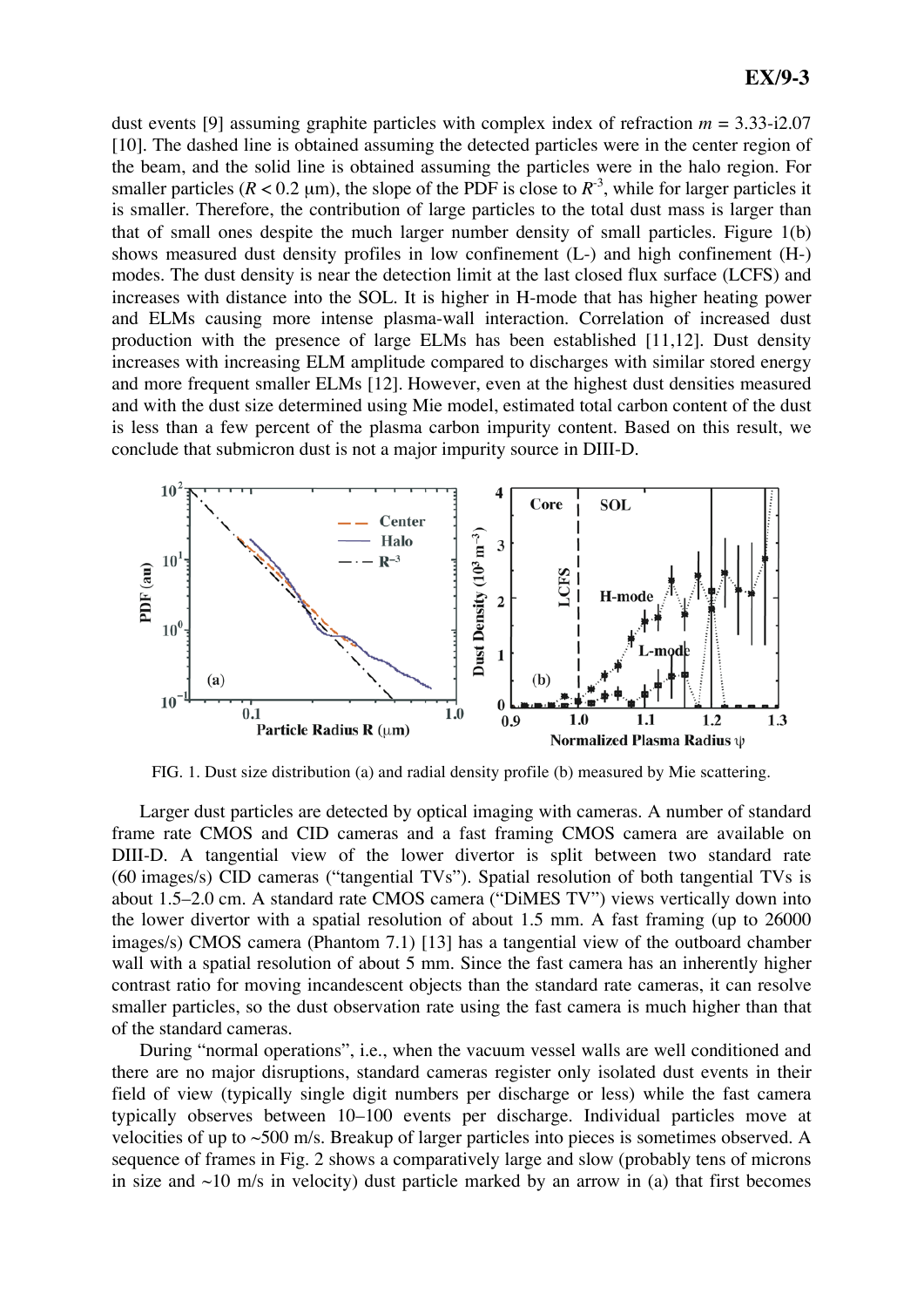dust events [9] assuming graphite particles with complex index of refraction $m = 3.33\text{-}i2.07$ [10]. The dashed line is obtained assuming the detected particles were in the center region of the beam, and the solid line is obtained assuming the particles were in the halo region. For smaller particles ($R < 0.2$ μm), the slope of the PDF is close to $R^{-3}$, while for larger particles it is smaller. Therefore, the contribution of large particles to the total dust mass is larger than that of small ones despite the much larger number density of small particles. Figure 1(b) shows measured dust density profiles in low confinement (L-) and high confinement (H-) modes. The dust density is near the detection limit at the last closed flux surface (LCFS) and increases with distance into the SOL. It is higher in H-mode that has higher heating power and ELMs causing more intense plasma-wall interaction. Correlation of increased dust production with the presence of large ELMs has been established [11,12]. Dust density increases with increasing ELM amplitude compared to discharges with similar stored energy and more frequent smaller ELMs [12]. However, even at the highest dust densities measured and with the dust size determined using Mie model, estimated total carbon content of the dust is less than a few percent of the plasma carbon impurity content. Based on this result, we conclude that submicron dust is not a major impurity source in DIII-D.

FIG. 1. Dust size distribution (a) and radial density profile (b) measured by Mie scattering.

Larger dust particles are detected by optical imaging with cameras. A number of standard frame rate CMOS and CID cameras and a fast framing CMOS camera are available on DIII-D. A tangential view of the lower divertor is split between two standard rate (60 images/s) CID cameras ("tangential TVs"). Spatial resolution of both tangential TVs is about 1.5–2.0 cm. A standard rate CMOS camera ("DiMES TV") views vertically down into the lower divertor with a spatial resolution of about 1.5 mm. A fast framing (up to 26000 images/s) CMOS camera (Phantom 7.1) [13] has a tangential view of the outboard chamber wall with a spatial resolution of about 5 mm. Since the fast camera has an inherently higher contrast ratio for moving incandescent objects than the standard rate cameras, it can resolve smaller particles, so the dust observation rate using the fast camera is much higher than that of the standard cameras.

During "normal operations", i.e., when the vacuum vessel walls are well conditioned and there are no major disruptions, standard cameras register only isolated dust events in their field of view (typically single digit numbers per discharge or less) while the fast camera typically observes between 10–100 events per discharge. Individual particles move at velocities of up to ~500 m/s. Breakup of larger particles into pieces is sometimes observed. A sequence of frames in Fig. 2 shows a comparatively large and slow (probably tens of microns in size and ~10 m/s in velocity) dust particle marked by an arrow in (a) that first becomes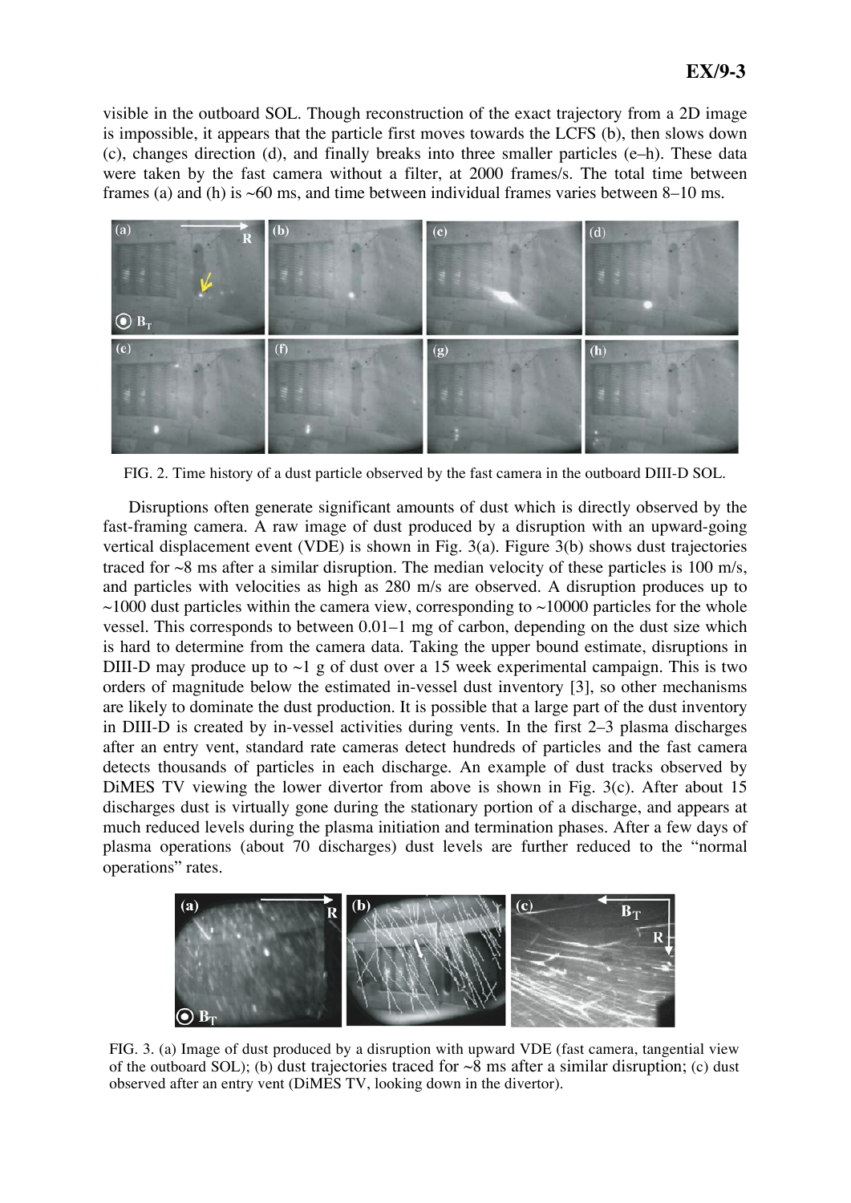visible in the outboard SOL. Though reconstruction of the exact trajectory from a 2D image is impossible, it appears that the particle first moves towards the LCFS (b), then slows down (c), changes direction (d), and finally breaks into three smaller particles (e–h). These data were taken by the fast camera without a filter, at 2000 frames/s. The total time between frames (a) and (h) is ~60 ms, and time between individual frames varies between 8–10 ms.

FIG. 2. Time history of a dust particle observed by the fast camera in the outboard DIII-D SOL.

Disruptions often generate significant amounts of dust which is directly observed by the fast-framing camera. A raw image of dust produced by a disruption with an upward-going vertical displacement event (VDE) is shown in Fig. 3(a). Figure 3(b) shows dust trajectories traced for ~8 ms after a similar disruption. The median velocity of these particles is 100 m/s, and particles with velocities as high as 280 m/s are observed. A disruption produces up to ~1000 dust particles within the camera view, corresponding to ~10000 particles for the whole vessel. This corresponds to between 0.01–1 mg of carbon, depending on the dust size which is hard to determine from the camera data. Taking the upper bound estimate, disruptions in DIII-D may produce up to ~1 g of dust over a 15 week experimental campaign. This is two orders of magnitude below the estimated in-vessel dust inventory [3], so other mechanisms are likely to dominate the dust production. It is possible that a large part of the dust inventory in DIII-D is created by in-vessel activities during vents. In the first 2–3 plasma discharges after an entry vent, standard rate cameras detect hundreds of particles and the fast camera detects thousands of particles in each discharge. An example of dust tracks observed by DiMES TV viewing the lower divertor from above is shown in Fig. 3(c). After about 15 discharges dust is virtually gone during the stationary portion of a discharge, and appears at much reduced levels during the plasma initiation and termination phases. After a few days of plasma operations (about 70 discharges) dust levels are further reduced to the "normal operations" rates.

FIG. 3. (a) Image of dust produced by a disruption with upward VDE (fast camera, tangential view of the outboard SOL); (b) dust trajectories traced for ~8 ms after a similar disruption; (c) dust observed after an entry vent (DiMES TV, looking down in the divertor).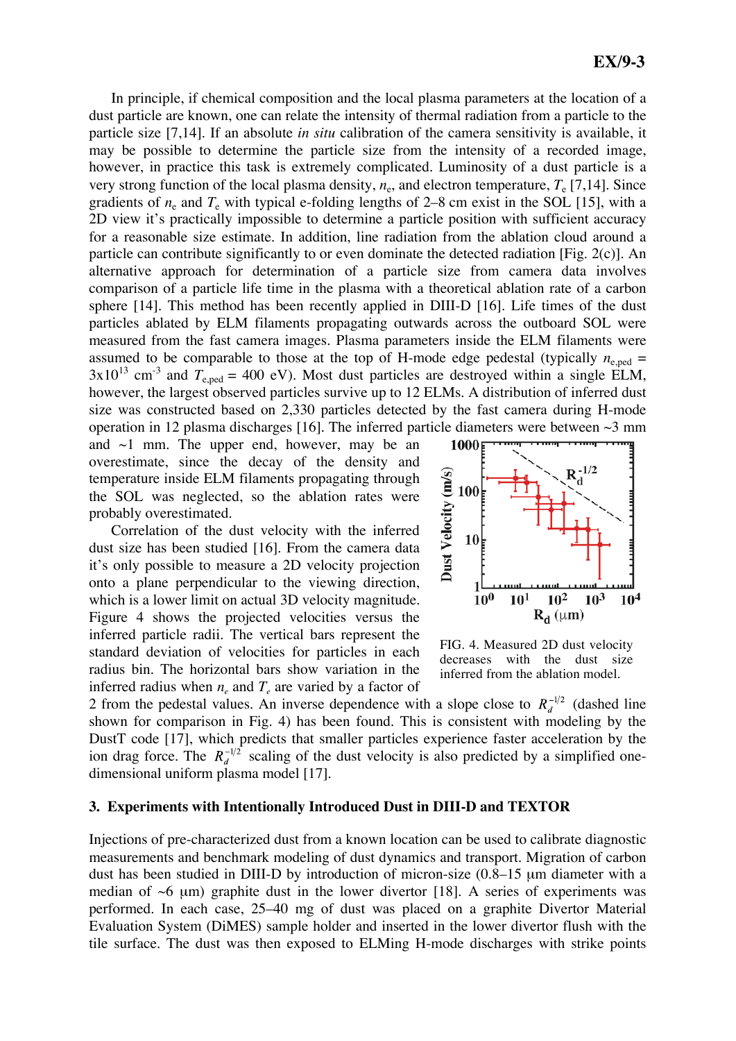In principle, if chemical composition and the local plasma parameters at the location of a dust particle are known, one can relate the intensity of thermal radiation from a particle to the particle size [7,14]. If an absolute *in situ* calibration of the camera sensitivity is available, it may be possible to determine the particle size from the intensity of a recorded image, however, in practice this task is extremely complicated. Luminosity of a dust particle is a very strong function of the local plasma density, $n_e$, and electron temperature, $T_e$ [7,14]. Since gradients of $n_e$ and $T_e$ with typical e-folding lengths of 2–8 cm exist in the SOL [15], with a 2D view it's practically impossible to determine a particle position with sufficient accuracy for a reasonable size estimate. In addition, line radiation from the ablation cloud around a particle can contribute significantly to or even dominate the detected radiation [Fig. 2(c)]. An alternative approach for determination of a particle size from camera data involves comparison of a particle life time in the plasma with a theoretical ablation rate of a carbon sphere [14]. This method has been recently applied in DIII-D [16]. Life times of the dust particles ablated by ELM filaments propagating outwards across the outboard SOL were measured from the fast camera images. Plasma parameters inside the ELM filaments were assumed to be comparable to those at the top of H-mode edge pedestal (typically $n_{e,ped}$ = $3\times10^{13}$ cm$^{-3}$ and $T_{e,ped}$ = 400 eV). Most dust particles are destroyed within a single ELM, however, the largest observed particles survive up to 12 ELMs. A distribution of inferred dust size was constructed based on 2,330 particles detected by the fast camera during H-mode operation in 12 plasma discharges [16]. The inferred particle diameters were between ~3 mm and ~1 mm. The upper end, however, may be an overestimate, since the decay of the density and temperature inside ELM filaments propagating through the SOL was neglected, so the ablation rates were probably overestimated.

Correlation of the dust velocity with the inferred dust size has been studied [16]. From the camera data it's only possible to measure a 2D velocity projection onto a plane perpendicular to the viewing direction, which is a lower limit on actual 3D velocity magnitude. Figure 4 shows the projected velocities versus the inferred particle radii. The vertical bars represent the standard deviation of velocities for particles in each radius bin. The horizontal bars show variation in the inferred radius when $n_e$ and $T_e$ are varied by a factor of 2 from the pedestal values. An inverse dependence with a slope close to $R_d^{-1/2}$ (dashed line shown for comparison in Fig. 4) has been found. This is consistent with modeling by the DustT code [17], which predicts that smaller particles experience faster acceleration by the ion drag force. The $R_d^{-1/2}$ scaling of the dust velocity is also predicted by a simplified one-dimensional uniform plasma model [17].

FIG. 4. Measured 2D dust velocity decreases with the dust size inferred from the ablation model.

### 3. Experiments with Intentionally Introduced Dust in DIII-D and TEXTOR

Injections of pre-characterized dust from a known location can be used to calibrate diagnostic measurements and benchmark modeling of dust dynamics and transport. Migration of carbon dust has been studied in DIII-D by introduction of micron-size (0.8–15 μm diameter with a median of ~6 μm) graphite dust in the lower divertor [18]. A series of experiments was performed. In each case, 25–40 mg of dust was placed on a graphite Divertor Material Evaluation System (DiMES) sample holder and inserted in the lower divertor flush with the tile surface. The dust was then exposed to ELMing H-mode discharges with strike points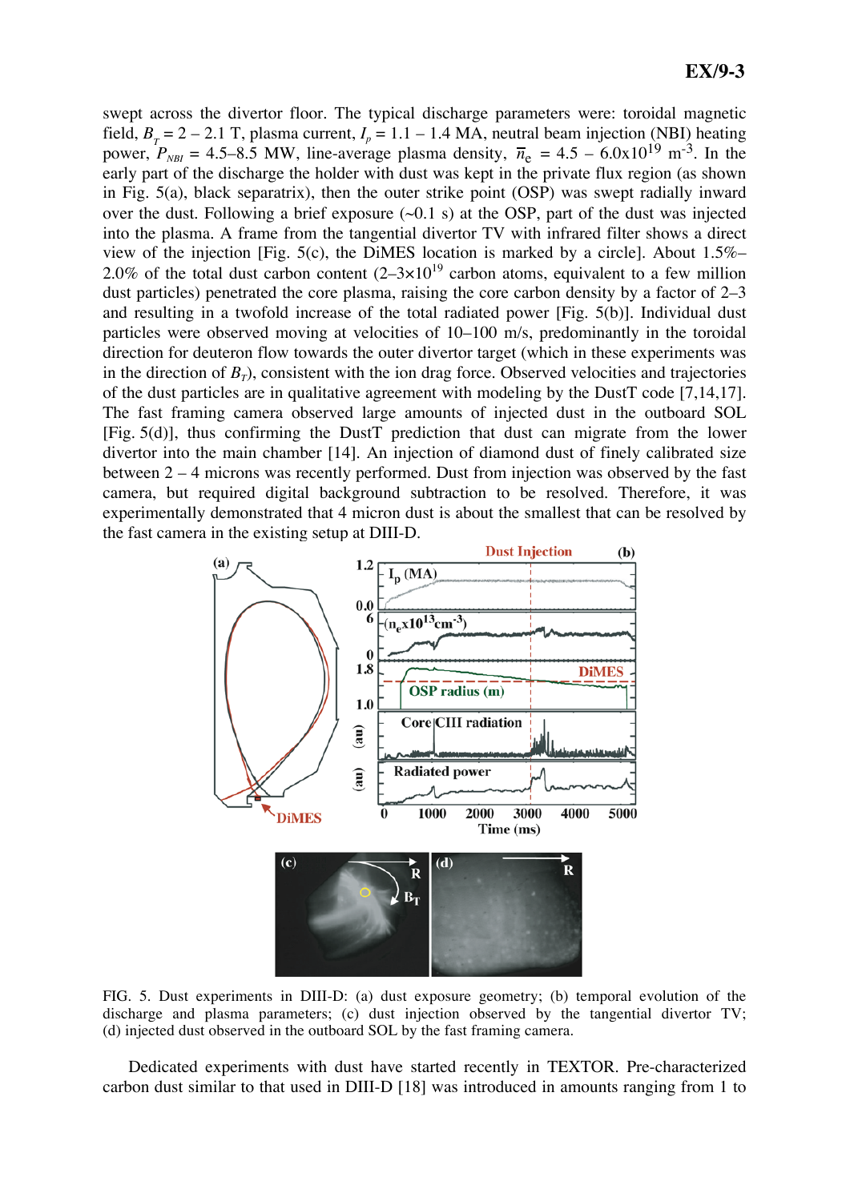swept across the divertor floor. The typical discharge parameters were: toroidal magnetic field, $B_T = 2 – 2.1$ T, plasma current, $I_p = 1.1 – 1.4$ MA, neutral beam injection (NBI) heating power, $P_{NBI} = 4.5–8.5$ MW, line-average plasma density, $\bar{n}_e = 4.5 – 6.0\text{x}10^{19}$ m$^{-3}$. In the early part of the discharge the holder with dust was kept in the private flux region (as shown in Fig. 5(a), black separatrix), then the outer strike point (OSP) was swept radially inward over the dust. Following a brief exposure (~0.1 s) at the OSP, part of the dust was injected into the plasma. A frame from the tangential divertor TV with infrared filter shows a direct view of the injection [Fig. 5(c), the DiMES location is marked by a circle]. About 1.5%–2.0% of the total dust carbon content ($2–3\times10^{19}$ carbon atoms, equivalent to a few million dust particles) penetrated the core plasma, raising the core carbon density by a factor of 2–3 and resulting in a twofold increase of the total radiated power [Fig. 5(b)]. Individual dust particles were observed moving at velocities of 10–100 m/s, predominantly in the toroidal direction for deuteron flow towards the outer divertor target (which in these experiments was in the direction of $B_T$), consistent with the ion drag force. Observed velocities and trajectories of the dust particles are in qualitative agreement with modeling by the DustT code [7,14,17]. The fast framing camera observed large amounts of injected dust in the outboard SOL [Fig. 5(d)], thus confirming the DustT prediction that dust can migrate from the lower divertor into the main chamber [14]. An injection of diamond dust of finely calibrated size between 2 – 4 microns was recently performed. Dust from injection was observed by the fast camera, but required digital background subtraction to be resolved. Therefore, it was experimentally demonstrated that 4 micron dust is about the smallest that can be resolved by the fast camera in the existing setup at DIII-D.

FIG. 5. Dust experiments in DIII-D: (a) dust exposure geometry; (b) temporal evolution of the discharge and plasma parameters; (c) dust injection observed by the tangential divertor TV; (d) injected dust observed in the outboard SOL by the fast framing camera.

Dedicated experiments with dust have started recently in TEXTOR. Pre-characterized carbon dust similar to that used in DIII-D [18] was introduced in amounts ranging from 1 to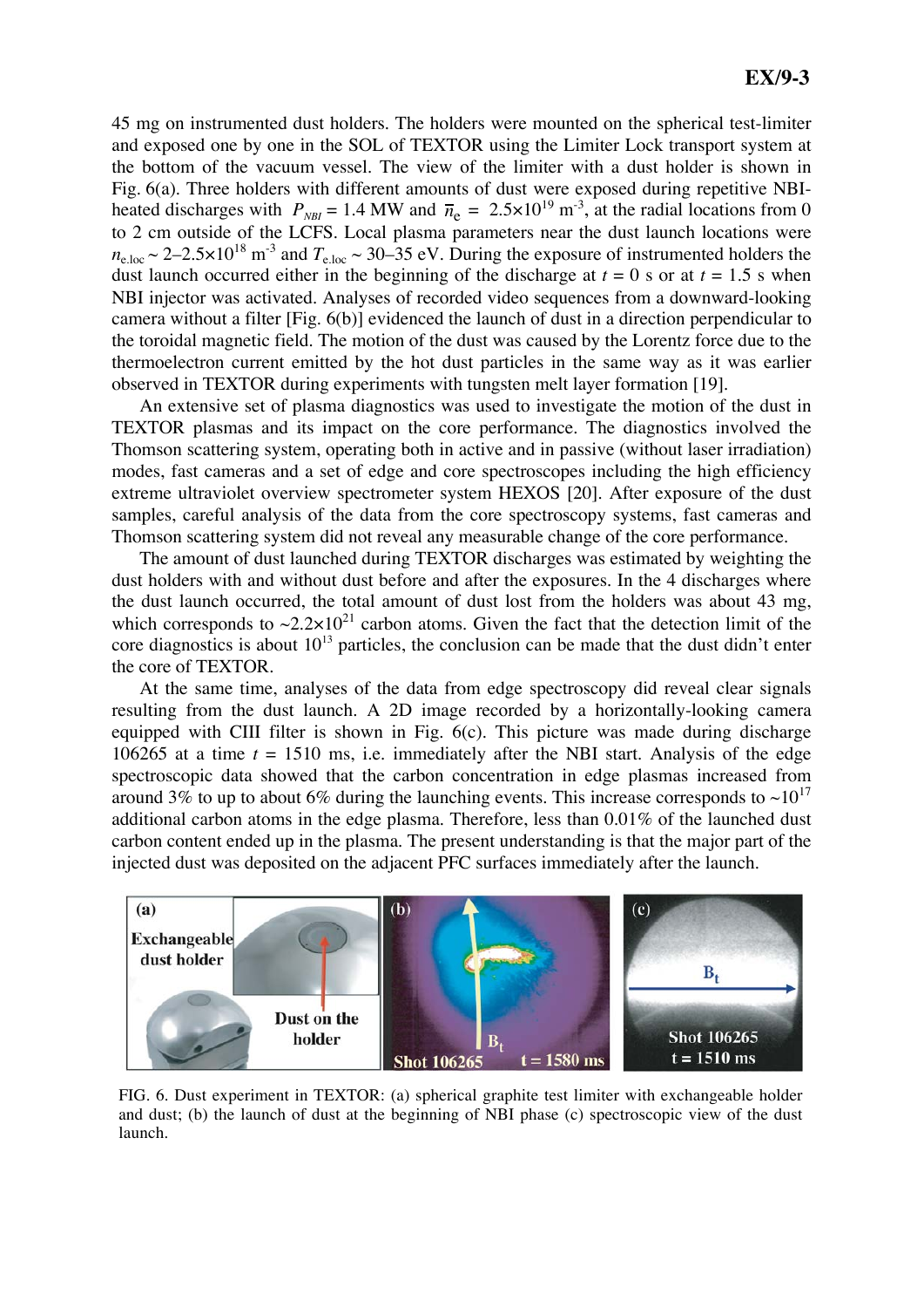45 mg on instrumented dust holders. The holders were mounted on the spherical test-limiter and exposed one by one in the SOL of TEXTOR using the Limiter Lock transport system at the bottom of the vacuum vessel. The view of the limiter with a dust holder is shown in Fig. 6(a). Three holders with different amounts of dust were exposed during repetitive NBI-heated discharges with $P_{NBI} = 1.4$ MW and $\bar{n}_e = 2.5\times10^{19}$ m$^{-3}$, at the radial locations from 0 to 2 cm outside of the LCFS. Local plasma parameters near the dust launch locations were $n_{e.loc} \sim 2–2.5\times10^{18}$ m$^{-3}$ and $T_{e.loc} \sim 30–35$ eV. During the exposure of instrumented holders the dust launch occurred either in the beginning of the discharge at $t = 0$ s or at $t = 1.5$ s when NBI injector was activated. Analyses of recorded video sequences from a downward-looking camera without a filter [Fig. 6(b)] evidenced the launch of dust in a direction perpendicular to the toroidal magnetic field. The motion of the dust was caused by the Lorentz force due to the thermoelectron current emitted by the hot dust particles in the same way as it was earlier observed in TEXTOR during experiments with tungsten melt layer formation [19].

An extensive set of plasma diagnostics was used to investigate the motion of the dust in TEXTOR plasmas and its impact on the core performance. The diagnostics involved the Thomson scattering system, operating both in active and in passive (without laser irradiation) modes, fast cameras and a set of edge and core spectroscopes including the high efficiency extreme ultraviolet overview spectrometer system HEXOS [20]. After exposure of the dust samples, careful analysis of the data from the core spectroscopy systems, fast cameras and Thomson scattering system did not reveal any measurable change of the core performance.

The amount of dust launched during TEXTOR discharges was estimated by weighting the dust holders with and without dust before and after the exposures. In the 4 discharges where the dust launch occurred, the total amount of dust lost from the holders was about 43 mg, which corresponds to $\sim 2.2\times10^{21}$ carbon atoms. Given the fact that the detection limit of the core diagnostics is about $10^{13}$ particles, the conclusion can be made that the dust didn't enter the core of TEXTOR.

At the same time, analyses of the data from edge spectroscopy did reveal clear signals resulting from the dust launch. A 2D image recorded by a horizontally-looking camera equipped with CIII filter is shown in Fig. 6(c). This picture was made during discharge 106265 at a time $t = 1510$ ms, i.e. immediately after the NBI start. Analysis of the edge spectroscopic data showed that the carbon concentration in edge plasmas increased from around 3% to up to about 6% during the launching events. This increase corresponds to $\sim 10^{17}$ additional carbon atoms in the edge plasma. Therefore, less than 0.01% of the launched dust carbon content ended up in the plasma. The present understanding is that the major part of the injected dust was deposited on the adjacent PFC surfaces immediately after the launch.

FIG. 6. Dust experiment in TEXTOR: (a) spherical graphite test limiter with exchangeable holder and dust; (b) the launch of dust at the beginning of NBI phase (c) spectroscopic view of the dust launch.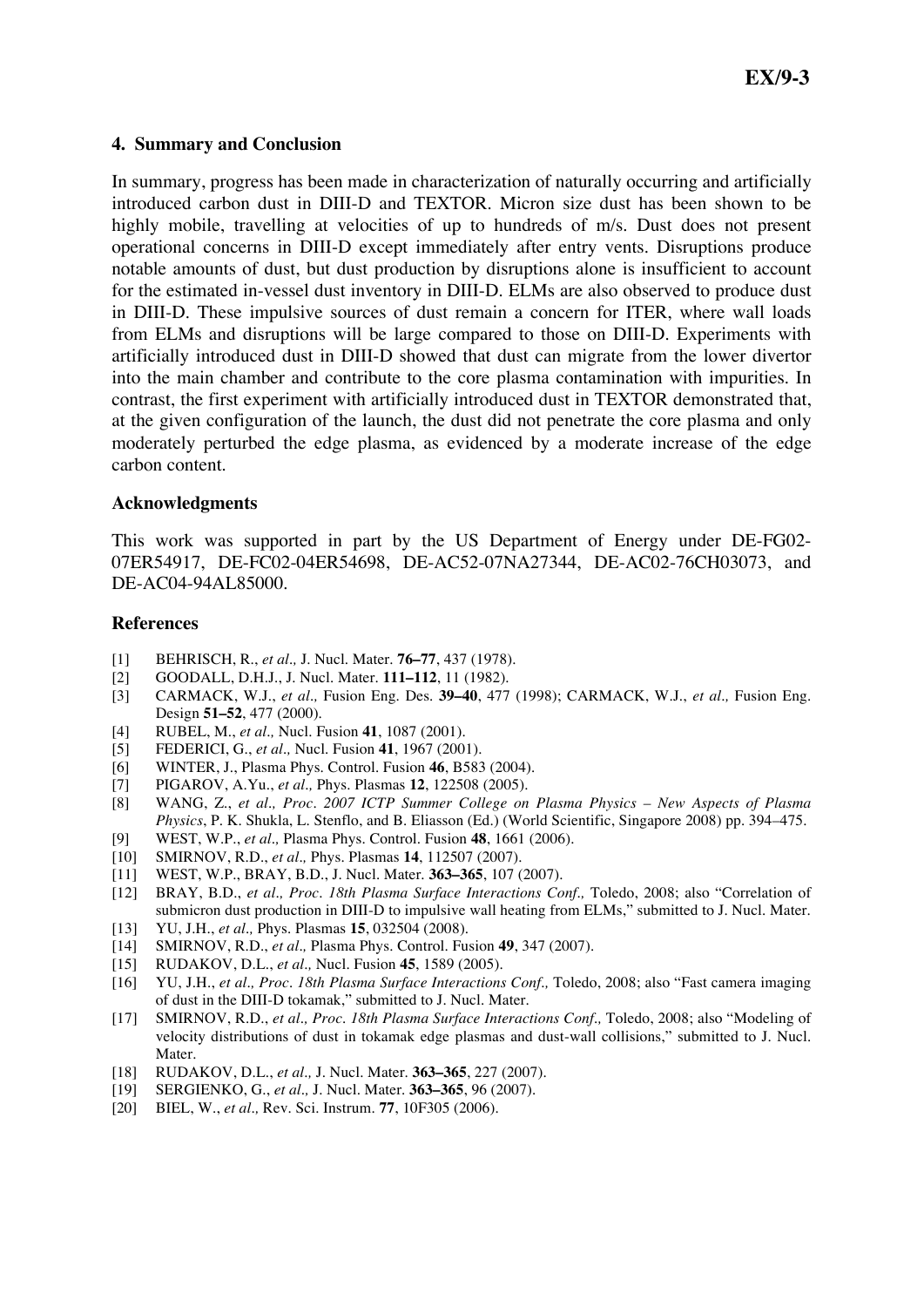## 4. Summary and Conclusion

In summary, progress has been made in characterization of naturally occurring and artificially introduced carbon dust in DIII-D and TEXTOR. Micron size dust has been shown to be highly mobile, travelling at velocities of up to hundreds of m/s. Dust does not present operational concerns in DIII-D except immediately after entry vents. Disruptions produce notable amounts of dust, but dust production by disruptions alone is insufficient to account for the estimated in-vessel dust inventory in DIII-D. ELMs are also observed to produce dust in DIII-D. These impulsive sources of dust remain a concern for ITER, where wall loads from ELMs and disruptions will be large compared to those on DIII-D. Experiments with artificially introduced dust in DIII-D showed that dust can migrate from the lower divertor into the main chamber and contribute to the core plasma contamination with impurities. In contrast, the first experiment with artificially introduced dust in TEXTOR demonstrated that, at the given configuration of the launch, the dust did not penetrate the core plasma and only moderately perturbed the edge plasma, as evidenced by a moderate increase of the edge carbon content.

### Acknowledgments

This work was supported in part by the US Department of Energy under DE-FG02-07ER54917, DE-FC02-04ER54698, DE-AC52-07NA27344, DE-AC02-76CH03073, and DE-AC04-94AL85000.

### References

[1] BEHRISCH, R., *et al.,* J. Nucl. Mater. **76–77**, 437 (1978).
[2] GOODALL, D.H.J., J. Nucl. Mater. **111–112**, 11 (1982).
[3] CARMACK, W.J., *et al.,* Fusion Eng. Des. **39–40**, 477 (1998); CARMACK, W.J., *et al.,* Fusion Eng. Design **51–52**, 477 (2000).
[4] RUBEL, M., *et al.,* Nucl. Fusion **41**, 1087 (2001).
[5] FEDERICI, G., *et al.,* Nucl. Fusion **41**, 1967 (2001).
[6] WINTER, J., Plasma Phys. Control. Fusion **46**, B583 (2004).
[7] PIGAROV, A.Yu., *et al.,* Phys. Plasmas **12**, 122508 (2005).
[8] WANG, Z., *et al., Proc. 2007 ICTP Summer College on Plasma Physics – New Aspects of Plasma Physics*, P. K. Shukla, L. Stenflo, and B. Eliasson (Ed.) (World Scientific, Singapore 2008) pp. 394–475.
[9] WEST, W.P., *et al.,* Plasma Phys. Control. Fusion **48**, 1661 (2006).
[10] SMIRNOV, R.D., *et al.,* Phys. Plasmas **14**, 112507 (2007).
[11] WEST, W.P., BRAY, B.D., J. Nucl. Mater. **363–365**, 107 (2007).
[12] BRAY, B.D., *et al., Proc. 18th Plasma Surface Interactions Conf.,* Toledo, 2008; also "Correlation of submicron dust production in DIII-D to impulsive wall heating from ELMs," submitted to J. Nucl. Mater.
[13] YU, J.H., *et al.,* Phys. Plasmas **15**, 032504 (2008).
[14] SMIRNOV, R.D., *et al.,* Plasma Phys. Control. Fusion **49**, 347 (2007).
[15] RUDAKOV, D.L., *et al.,* Nucl. Fusion **45**, 1589 (2005).
[16] YU, J.H., *et al., Proc. 18th Plasma Surface Interactions Conf.,* Toledo, 2008; also "Fast camera imaging of dust in the DIII-D tokamak," submitted to J. Nucl. Mater.
[17] SMIRNOV, R.D., *et al., Proc. 18th Plasma Surface Interactions Conf.,* Toledo, 2008; also "Modeling of velocity distributions of dust in tokamak edge plasmas and dust-wall collisions," submitted to J. Nucl. Mater.
[18] RUDAKOV, D.L., *et al.,* J. Nucl. Mater. **363–365**, 227 (2007).
[19] SERGIENKO, G., *et al.,* J. Nucl. Mater. **363–365**, 96 (2007).
[20] BIEL, W., *et al.,* Rev. Sci. Instrum. **77**, 10F305 (2006).